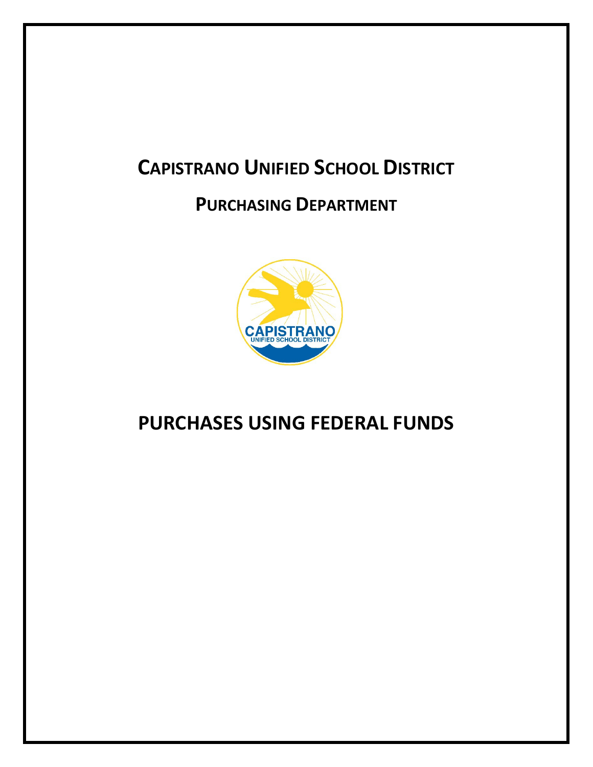# CAPISTRANO UNIFIED SCHOOL DISTRICT

## PURCHASING DEPARTMENT

# PURCHASES USING FEDERAL FUNDS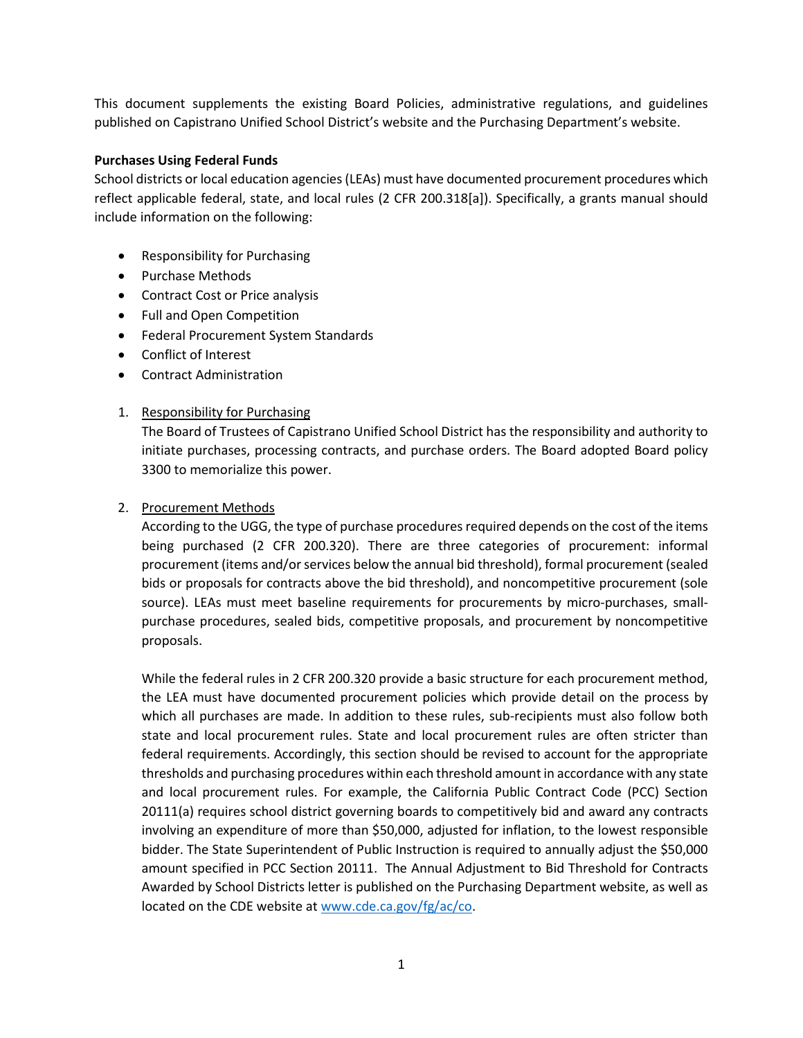This document supplements the existing Board Policies, administrative regulations, and guidelines published on Capistrano Unified School District's website and the Purchasing Department's website.

**Purchases Using Federal Funds**

School districts or local education agencies (LEAs) must have documented procurement procedures which reflect applicable federal, state, and local rules (2 CFR 200.318[a]). Specifically, a grants manual should include information on the following:

- Responsibility for Purchasing
- Purchase Methods
- Contract Cost or Price analysis
- Full and Open Competition
- Federal Procurement System Standards
- Conflict of Interest
- Contract Administration

1. Responsibility for Purchasing

   The Board of Trustees of Capistrano Unified School District has the responsibility and authority to initiate purchases, processing contracts, and purchase orders. The Board adopted Board policy 3300 to memorialize this power.

2. Procurement Methods

   According to the UGG, the type of purchase procedures required depends on the cost of the items being purchased (2 CFR 200.320). There are three categories of procurement: informal procurement (items and/or services below the annual bid threshold), formal procurement (sealed bids or proposals for contracts above the bid threshold), and noncompetitive procurement (sole source). LEAs must meet baseline requirements for procurements by micro-purchases, small-purchase procedures, sealed bids, competitive proposals, and procurement by noncompetitive proposals.

   While the federal rules in 2 CFR 200.320 provide a basic structure for each procurement method, the LEA must have documented procurement policies which provide detail on the process by which all purchases are made. In addition to these rules, sub-recipients must also follow both state and local procurement rules. State and local procurement rules are often stricter than federal requirements. Accordingly, this section should be revised to account for the appropriate thresholds and purchasing procedures within each threshold amount in accordance with any state and local procurement rules. For example, the California Public Contract Code (PCC) Section 20111(a) requires school district governing boards to competitively bid and award any contracts involving an expenditure of more than $50,000, adjusted for inflation, to the lowest responsible bidder. The State Superintendent of Public Instruction is required to annually adjust the $50,000 amount specified in PCC Section 20111. The Annual Adjustment to Bid Threshold for Contracts Awarded by School Districts letter is published on the Purchasing Department website, as well as located on the CDE website at www.cde.ca.gov/fg/ac/co.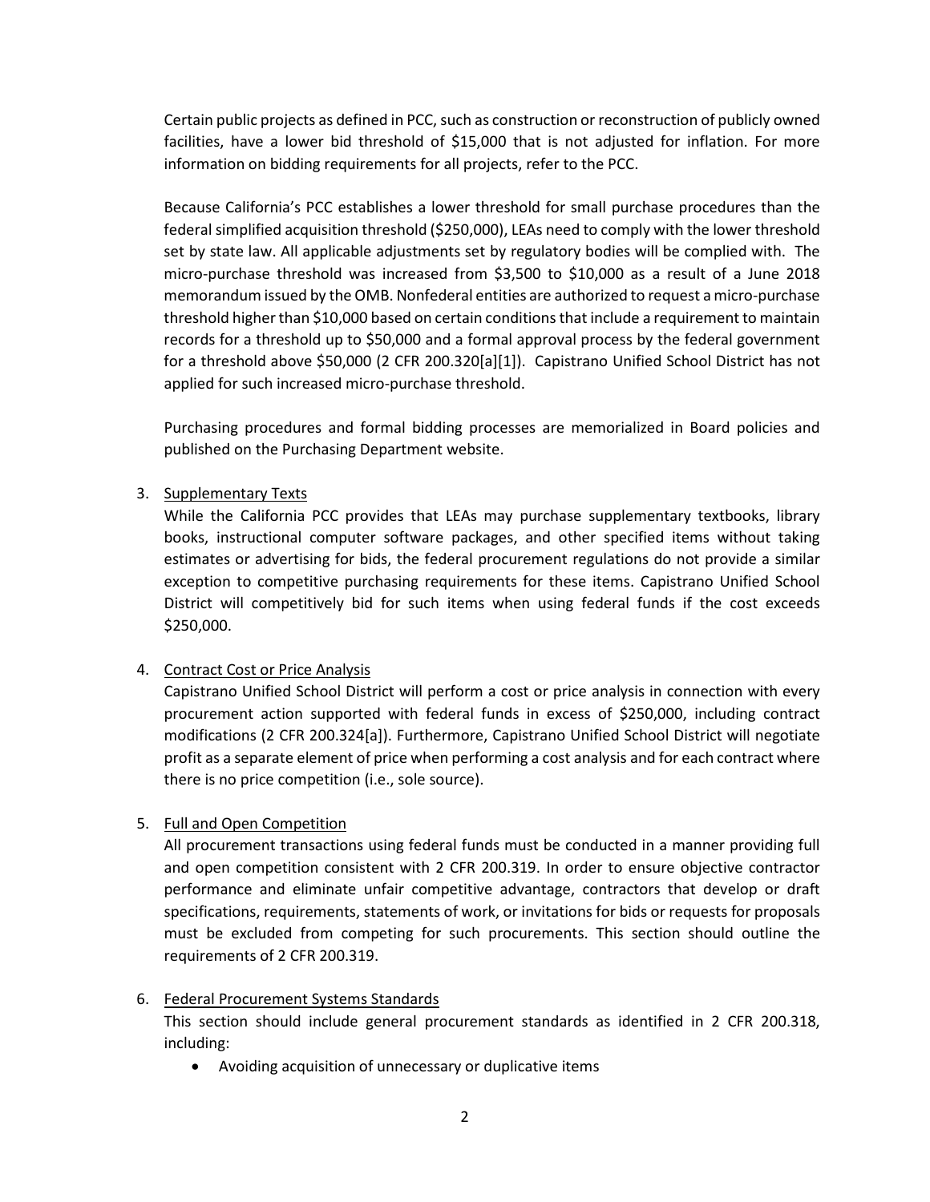Certain public projects as defined in PCC, such as construction or reconstruction of publicly owned facilities, have a lower bid threshold of $15,000 that is not adjusted for inflation. For more information on bidding requirements for all projects, refer to the PCC.

Because California's PCC establishes a lower threshold for small purchase procedures than the federal simplified acquisition threshold ($250,000), LEAs need to comply with the lower threshold set by state law. All applicable adjustments set by regulatory bodies will be complied with. The micro-purchase threshold was increased from $3,500 to $10,000 as a result of a June 2018 memorandum issued by the OMB. Nonfederal entities are authorized to request a micro-purchase threshold higher than $10,000 based on certain conditions that include a requirement to maintain records for a threshold up to $50,000 and a formal approval process by the federal government for a threshold above $50,000 (2 CFR 200.320[a][1]). Capistrano Unified School District has not applied for such increased micro-purchase threshold.

Purchasing procedures and formal bidding processes are memorialized in Board policies and published on the Purchasing Department website.

3. Supplementary Texts

   While the California PCC provides that LEAs may purchase supplementary textbooks, library books, instructional computer software packages, and other specified items without taking estimates or advertising for bids, the federal procurement regulations do not provide a similar exception to competitive purchasing requirements for these items. Capistrano Unified School District will competitively bid for such items when using federal funds if the cost exceeds $250,000.

4. Contract Cost or Price Analysis

   Capistrano Unified School District will perform a cost or price analysis in connection with every procurement action supported with federal funds in excess of $250,000, including contract modifications (2 CFR 200.324[a]). Furthermore, Capistrano Unified School District will negotiate profit as a separate element of price when performing a cost analysis and for each contract where there is no price competition (i.e., sole source).

5. Full and Open Competition

   All procurement transactions using federal funds must be conducted in a manner providing full and open competition consistent with 2 CFR 200.319. In order to ensure objective contractor performance and eliminate unfair competitive advantage, contractors that develop or draft specifications, requirements, statements of work, or invitations for bids or requests for proposals must be excluded from competing for such procurements. This section should outline the requirements of 2 CFR 200.319.

6. Federal Procurement Systems Standards

   This section should include general procurement standards as identified in 2 CFR 200.318, including:

   - Avoiding acquisition of unnecessary or duplicative items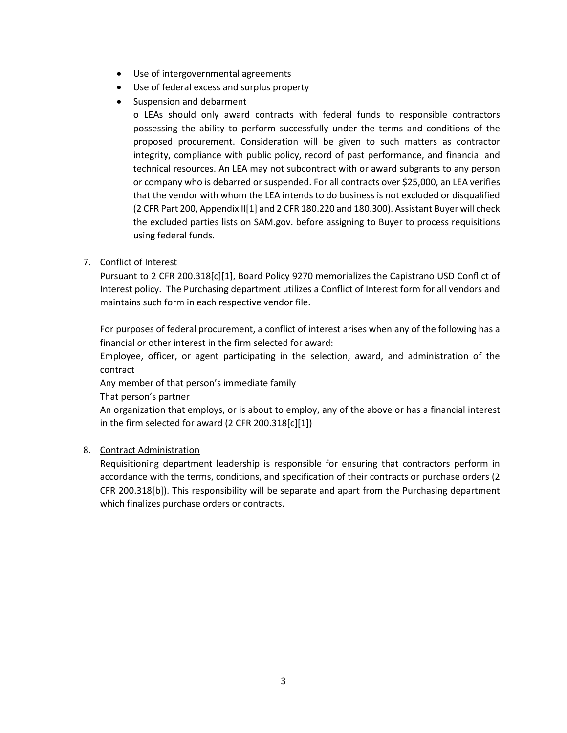- Use of intergovernmental agreements
- Use of federal excess and surplus property
- Suspension and debarment
  - LEAs should only award contracts with federal funds to responsible contractors possessing the ability to perform successfully under the terms and conditions of the proposed procurement. Consideration will be given to such matters as contractor integrity, compliance with public policy, record of past performance, and financial and technical resources. An LEA may not subcontract with or award subgrants to any person or company who is debarred or suspended. For all contracts over $25,000, an LEA verifies that the vendor with whom the LEA intends to do business is not excluded or disqualified (2 CFR Part 200, Appendix II[1] and 2 CFR 180.220 and 180.300). Assistant Buyer will check the excluded parties lists on SAM.gov. before assigning to Buyer to process requisitions using federal funds.

7. <u>Conflict of Interest</u>

   Pursuant to 2 CFR 200.318[c][1], Board Policy 9270 memorializes the Capistrano USD Conflict of Interest policy. The Purchasing department utilizes a Conflict of Interest form for all vendors and maintains such form in each respective vendor file.

   For purposes of federal procurement, a conflict of interest arises when any of the following has a financial or other interest in the firm selected for award:

   Employee, officer, or agent participating in the selection, award, and administration of the contract

   Any member of that person's immediate family

   That person's partner

   An organization that employs, or is about to employ, any of the above or has a financial interest in the firm selected for award (2 CFR 200.318[c][1])

8. <u>Contract Administration</u>

   Requisitioning department leadership is responsible for ensuring that contractors perform in accordance with the terms, conditions, and specification of their contracts or purchase orders (2 CFR 200.318[b]). This responsibility will be separate and apart from the Purchasing department which finalizes purchase orders or contracts.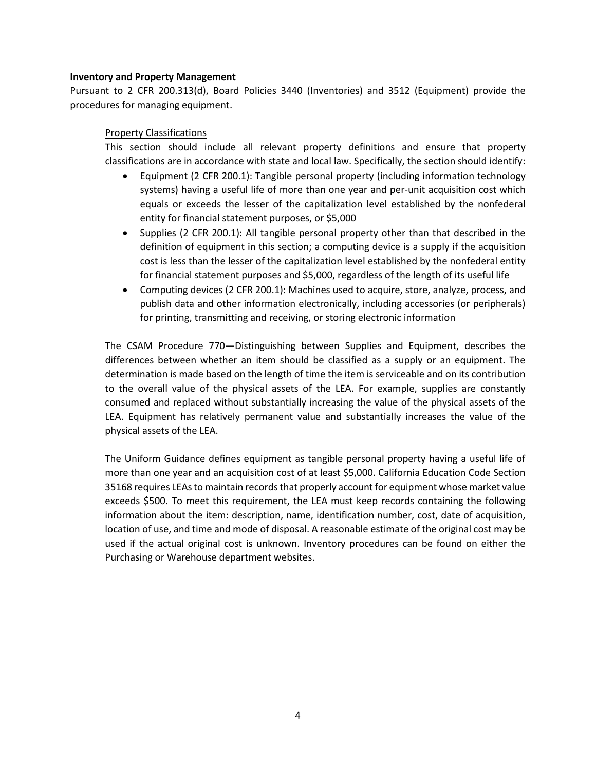**Inventory and Property Management**

Pursuant to 2 CFR 200.313(d), Board Policies 3440 (Inventories) and 3512 (Equipment) provide the procedures for managing equipment.

Property Classifications

This section should include all relevant property definitions and ensure that property classifications are in accordance with state and local law. Specifically, the section should identify:

- Equipment (2 CFR 200.1): Tangible personal property (including information technology systems) having a useful life of more than one year and per-unit acquisition cost which equals or exceeds the lesser of the capitalization level established by the nonfederal entity for financial statement purposes, or $5,000
- Supplies (2 CFR 200.1): All tangible personal property other than that described in the definition of equipment in this section; a computing device is a supply if the acquisition cost is less than the lesser of the capitalization level established by the nonfederal entity for financial statement purposes and $5,000, regardless of the length of its useful life
- Computing devices (2 CFR 200.1): Machines used to acquire, store, analyze, process, and publish data and other information electronically, including accessories (or peripherals) for printing, transmitting and receiving, or storing electronic information

The CSAM Procedure 770—Distinguishing between Supplies and Equipment, describes the differences between whether an item should be classified as a supply or an equipment. The determination is made based on the length of time the item is serviceable and on its contribution to the overall value of the physical assets of the LEA. For example, supplies are constantly consumed and replaced without substantially increasing the value of the physical assets of the LEA. Equipment has relatively permanent value and substantially increases the value of the physical assets of the LEA.

The Uniform Guidance defines equipment as tangible personal property having a useful life of more than one year and an acquisition cost of at least $5,000. California Education Code Section 35168 requires LEAs to maintain records that properly account for equipment whose market value exceeds $500. To meet this requirement, the LEA must keep records containing the following information about the item: description, name, identification number, cost, date of acquisition, location of use, and time and mode of disposal. A reasonable estimate of the original cost may be used if the actual original cost is unknown. Inventory procedures can be found on either the Purchasing or Warehouse department websites.